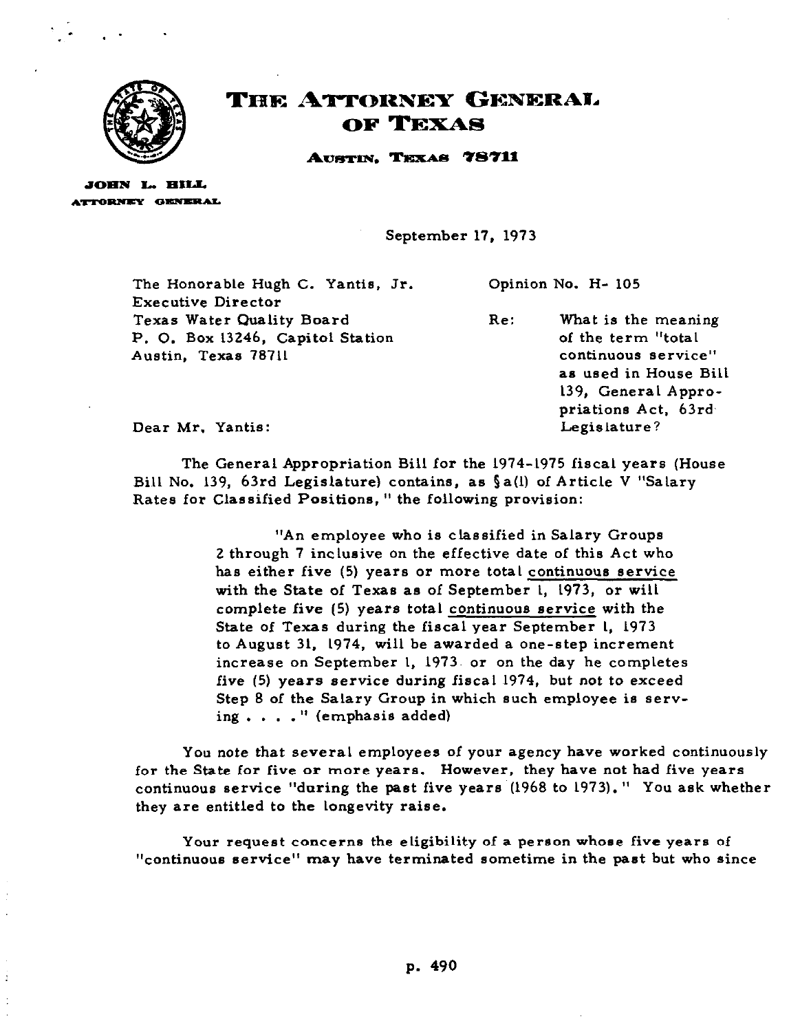# THE ATTORNEY GENERAL OF TEXAS

**AUSTIN, TEXAS 78711**

**JOHN L. HILL**
**ATTORNEY GENERAL**

September 17, 1973

The Honorable Hugh C. Yantis, Jr.
Executive Director
Texas Water Quality Board
P. O. Box 13246, Capitol Station
Austin, Texas 78711

Opinion No. H- 105

Re: What is the meaning of the term "total continuous service" as used in House Bill 139, General Appropriations Act, 63rd Legislature?

Dear Mr. Yantis:

The General Appropriation Bill for the 1974-1975 fiscal years (House Bill No. 139, 63rd Legislature) contains, as §a(1) of Article V "Salary Rates for Classified Positions," the following provision:

> "An employee who is classified in Salary Groups 2 through 7 inclusive on the effective date of this Act who has either five (5) years or more total continuous service with the State of Texas as of September 1, 1973, or will complete five (5) years total continuous service with the State of Texas during the fiscal year September 1, 1973 to August 31, 1974, will be awarded a one-step increment increase on September 1, 1973 or on the day he completes five (5) years service during fiscal 1974, but not to exceed Step 8 of the Salary Group in which such employee is serving . . . ." (emphasis added)

You note that several employees of your agency have worked continuously for the State for five or more years. However, they have not had five years continuous service "during the past five years (1968 to 1973)." You ask whether they are entitled to the longevity raise.

Your request concerns the eligibility of a person whose five years of "continuous service" may have terminated sometime in the past but who since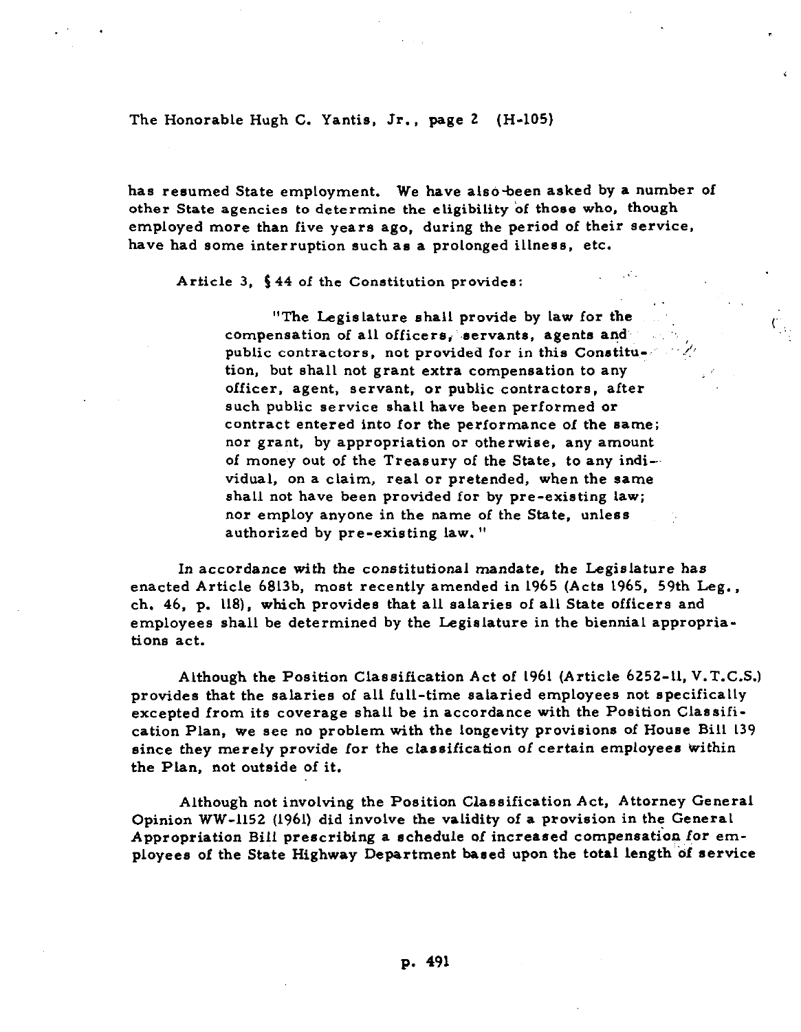has resumed State employment. We have also been asked by a number of other State agencies to determine the eligibility of those who, though employed more than five years ago, during the period of their service, have had some interruption such as a prolonged illness, etc.

Article 3, § 44 of the Constitution provides:

> "The Legislature shall provide by law for the compensation of all officers, servants, agents and public contractors, not provided for in this Constitution, but shall not grant extra compensation to any officer, agent, servant, or public contractors, after such public service shall have been performed or contract entered into for the performance of the same; nor grant, by appropriation or otherwise, any amount of money out of the Treasury of the State, to any individual, on a claim, real or pretended, when the same shall not have been provided for by pre-existing law; nor employ anyone in the name of the State, unless authorized by pre-existing law."

In accordance with the constitutional mandate, the Legislature has enacted Article 6813b, most recently amended in 1965 (Acts 1965, 59th Leg., ch. 46, p. 118), which provides that all salaries of all State officers and employees shall be determined by the Legislature in the biennial appropriations act.

Although the Position Classification Act of 1961 (Article 6252-11, V.T.C.S.) provides that the salaries of all full-time salaried employees not specifically excepted from its coverage shall be in accordance with the Position Classification Plan, we see no problem with the longevity provisions of House Bill 139 since they merely provide for the classification of certain employees within the Plan, not outside of it.

Although not involving the Position Classification Act, Attorney General Opinion WW-1152 (1961) did involve the validity of a provision in the General Appropriation Bill prescribing a schedule of increased compensation for employees of the State Highway Department based upon the total length of service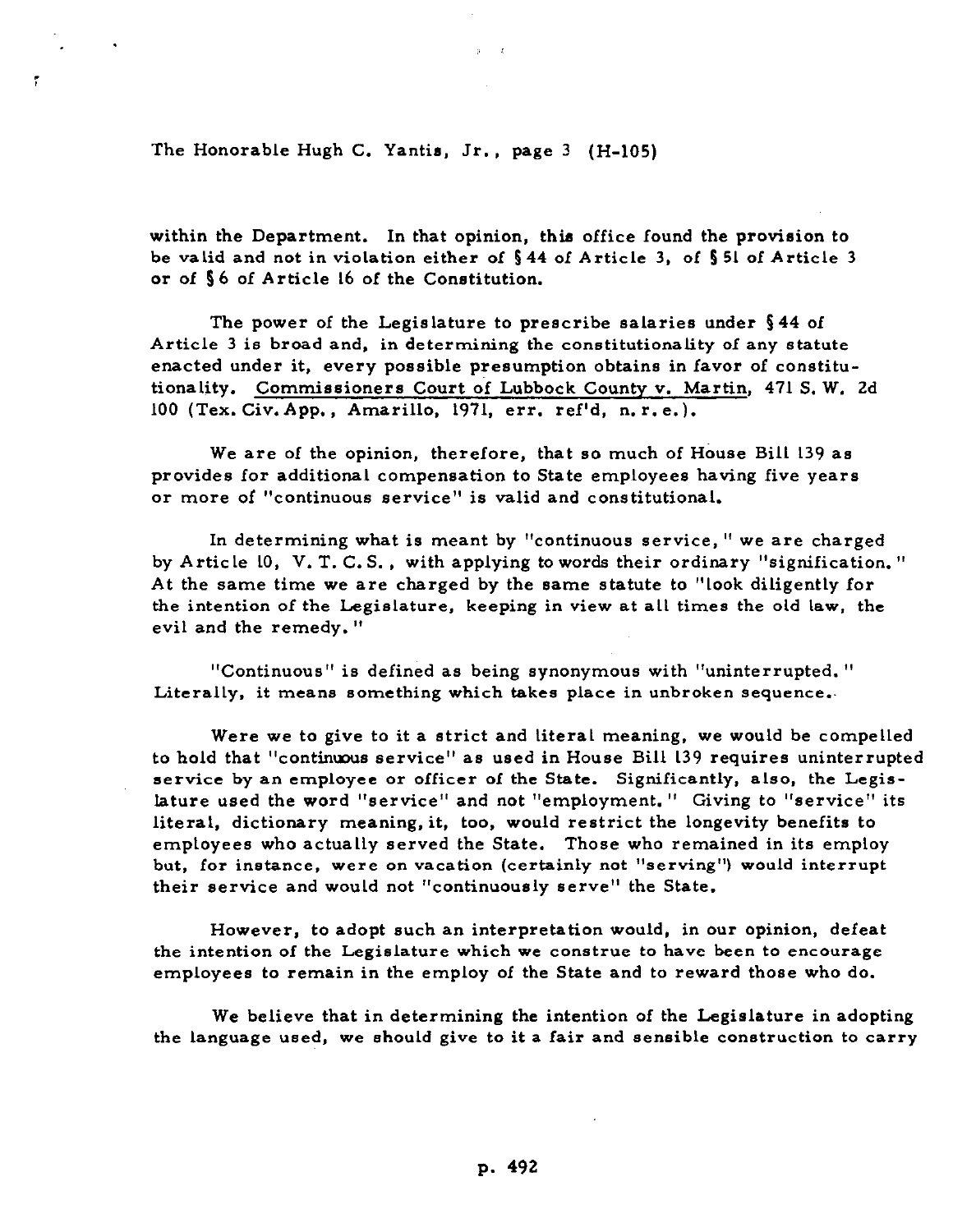within the Department. In that opinion, this office found the provision to be valid and not in violation either of § 44 of Article 3, of § 51 of Article 3 or of § 6 of Article 16 of the Constitution.

The power of the Legislature to prescribe salaries under § 44 of Article 3 is broad and, in determining the constitutionality of any statute enacted under it, every possible presumption obtains in favor of constitutionality. Commissioners Court of Lubbock County v. Martin, 471 S. W. 2d 100 (Tex. Civ. App., Amarillo, 1971, err. ref'd, n. r. e.).

We are of the opinion, therefore, that so much of House Bill 139 as provides for additional compensation to State employees having five years or more of "continuous service" is valid and constitutional.

In determining what is meant by "continuous service," we are charged by Article 10, V. T. C. S., with applying to words their ordinary "signification." At the same time we are charged by the same statute to "look diligently for the intention of the Legislature, keeping in view at all times the old law, the evil and the remedy."

"Continuous" is defined as being synonymous with "uninterrupted." Literally, it means something which takes place in unbroken sequence.

Were we to give to it a strict and literal meaning, we would be compelled to hold that "continuous service" as used in House Bill 139 requires uninterrupted service by an employee or officer of the State. Significantly, also, the Legislature used the word "service" and not "employment." Giving to "service" its literal, dictionary meaning, it, too, would restrict the longevity benefits to employees who actually served the State. Those who remained in its employ but, for instance, were on vacation (certainly not "serving") would interrupt their service and would not "continuously serve" the State.

However, to adopt such an interpretation would, in our opinion, defeat the intention of the Legislature which we construe to have been to encourage employees to remain in the employ of the State and to reward those who do.

We believe that in determining the intention of the Legislature in adopting the language used, we should give to it a fair and sensible construction to carry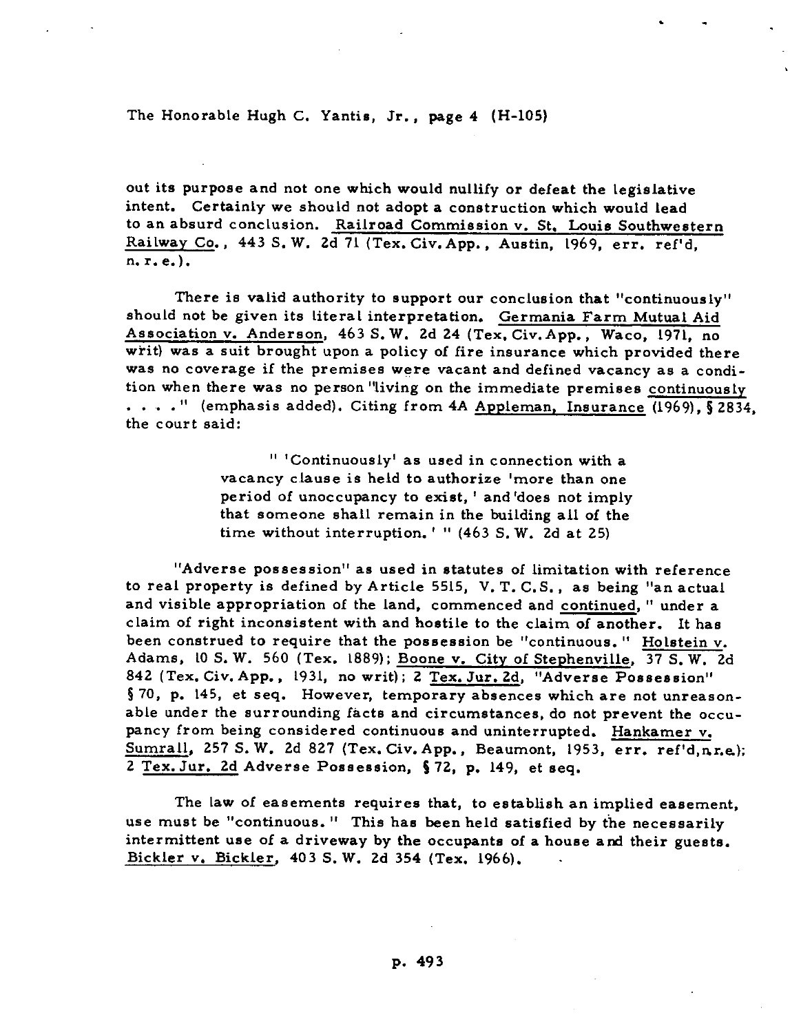out its purpose and not one which would nullify or defeat the legislative intent. Certainly we should not adopt a construction which would lead to an absurd conclusion. Railroad Commission v. St. Louis Southwestern Railway Co., 443 S. W. 2d 71 (Tex. Civ. App., Austin, 1969, err. ref'd, n. r. e.).

There is valid authority to support our conclusion that "continuously" should not be given its literal interpretation. Germania Farm Mutual Aid Association v. Anderson, 463 S. W. 2d 24 (Tex. Civ. App., Waco, 1971, no writ) was a suit brought upon a policy of fire insurance which provided there was no coverage if the premises were vacant and defined vacancy as a condition when there was no person "living on the immediate premises continuously . . . ." (emphasis added). Citing from 4A Appleman, Insurance (1969), § 2834, the court said:

> " 'Continuously' as used in connection with a vacancy clause is held to authorize 'more than one period of unoccupancy to exist,' and 'does not imply that someone shall remain in the building all of the time without interruption.' " (463 S. W. 2d at 25)

"Adverse possession" as used in statutes of limitation with reference to real property is defined by Article 5515, V. T. C. S., as being "an actual and visible appropriation of the land, commenced and continued," under a claim of right inconsistent with and hostile to the claim of another. It has been construed to require that the possession be "continuous." Holstein v. Adams, 10 S. W. 560 (Tex. 1889); Boone v. City of Stephenville, 37 S. W. 2d 842 (Tex. Civ. App., 1931, no writ); 2 Tex. Jur. 2d, "Adverse Possession" § 70, p. 145, et seq. However, temporary absences which are not unreasonable under the surrounding facts and circumstances, do not prevent the occupancy from being considered continuous and uninterrupted. Hankamer v. Sumrall, 257 S. W. 2d 827 (Tex. Civ. App., Beaumont, 1953, err. ref'd, n.r.e.); 2 Tex. Jur. 2d Adverse Possession, § 72, p. 149, et seq.

The law of easements requires that, to establish an implied easement, use must be "continuous." This has been held satisfied by the necessarily intermittent use of a driveway by the occupants of a house and their guests. Bickler v. Bickler, 403 S. W. 2d 354 (Tex. 1966).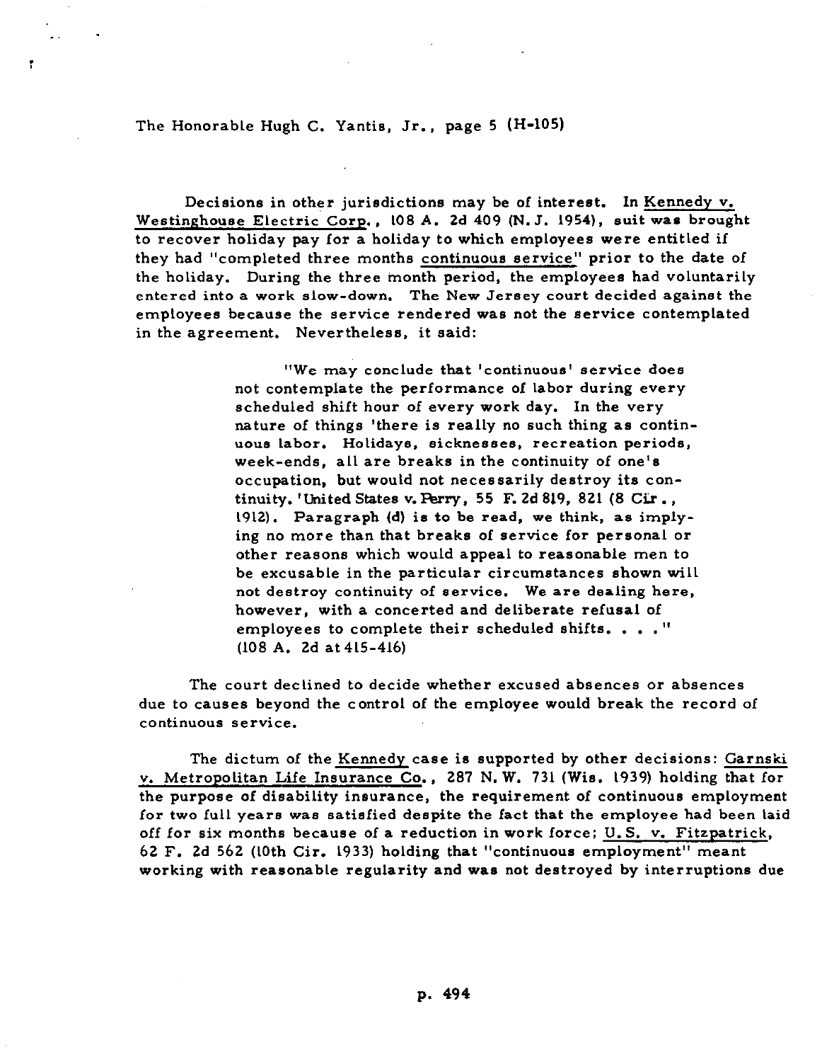Decisions in other jurisdictions may be of interest. In Kennedy v. Westinghouse Electric Corp., 108 A. 2d 409 (N.J. 1954), suit was brought to recover holiday pay for a holiday to which employees were entitled if they had "completed three months continuous service" prior to the date of the holiday. During the three month period, the employees had voluntarily entered into a work slow-down. The New Jersey court decided against the employees because the service rendered was not the service contemplated in the agreement. Nevertheless, it said:

> "We may conclude that 'continuous' service does not contemplate the performance of labor during every scheduled shift hour of every work day. In the very nature of things 'there is really no such thing as continuous labor. Holidays, sicknesses, recreation periods, week-ends, all are breaks in the continuity of one's occupation, but would not necessarily destroy its continuity.' United States v. Perry, 55 F. 2d 819, 821 (8 Cir., 1912). Paragraph (d) is to be read, we think, as implying no more than that breaks of service for personal or other reasons which would appeal to reasonable men to be excusable in the particular circumstances shown will not destroy continuity of service. We are dealing here, however, with a concerted and deliberate refusal of employees to complete their scheduled shifts. . . ." (108 A. 2d at 415-416)

The court declined to decide whether excused absences or absences due to causes beyond the control of the employee would break the record of continuous service.

The dictum of the Kennedy case is supported by other decisions: Garnski v. Metropolitan Life Insurance Co., 287 N.W. 731 (Wis. 1939) holding that for the purpose of disability insurance, the requirement of continuous employment for two full years was satisfied despite the fact that the employee had been laid off for six months because of a reduction in work force; U.S. v. Fitzpatrick, 62 F. 2d 562 (10th Cir. 1933) holding that "continuous employment" meant working with reasonable regularity and was not destroyed by interruptions due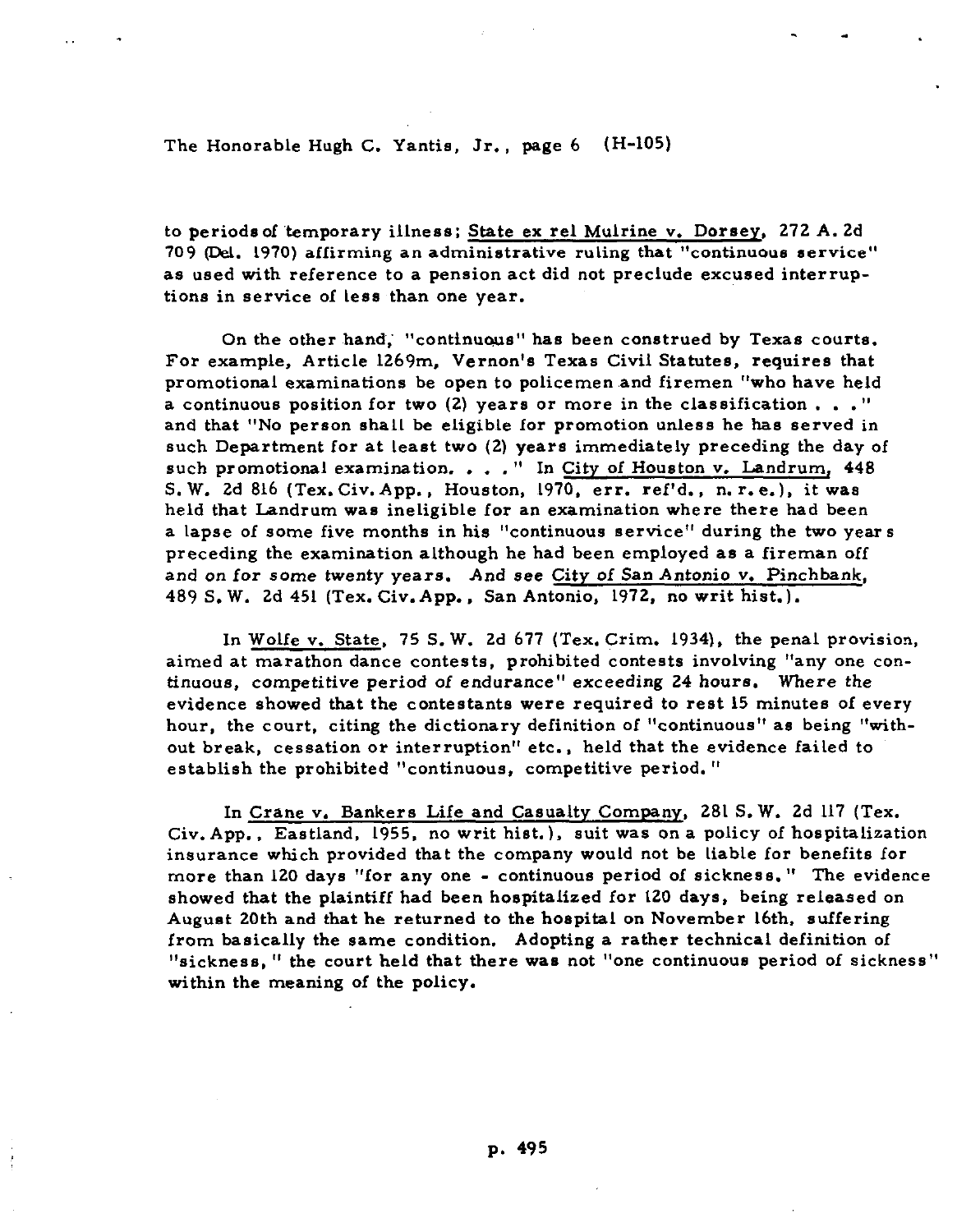to periods of temporary illness; State ex rel Mulrine v. Dorsey, 272 A. 2d 709 (Del. 1970) affirming an administrative ruling that "continuous service" as used with reference to a pension act did not preclude excused interruptions in service of less than one year.

On the other hand, "continuous" has been construed by Texas courts. For example, Article 1269m, Vernon's Texas Civil Statutes, requires that promotional examinations be open to policemen and firemen "who have held a continuous position for two (2) years or more in the classification . . ." and that "No person shall be eligible for promotion unless he has served in such Department for at least two (2) years immediately preceding the day of such promotional examination. . . ." In City of Houston v. Landrum, 448 S. W. 2d 816 (Tex. Civ. App., Houston, 1970, err. ref'd., n. r. e.), it was held that Landrum was ineligible for an examination where there had been a lapse of some five months in his "continuous service" during the two years preceding the examination although he had been employed as a fireman off and on for some twenty years. And see City of San Antonio v. Pinchbank, 489 S. W. 2d 451 (Tex. Civ. App., San Antonio, 1972, no writ hist.).

In Wolfe v. State, 75 S. W. 2d 677 (Tex. Crim. 1934), the penal provision, aimed at marathon dance contests, prohibited contests involving "any one continuous, competitive period of endurance" exceeding 24 hours. Where the evidence showed that the contestants were required to rest 15 minutes of every hour, the court, citing the dictionary definition of "continuous" as being "without break, cessation or interruption" etc., held that the evidence failed to establish the prohibited "continuous, competitive period."

In Crane v. Bankers Life and Casualty Company, 281 S. W. 2d 117 (Tex. Civ. App., Eastland, 1955, no writ hist.), suit was on a policy of hospitalization insurance which provided that the company would not be liable for benefits for more than 120 days "for any one - continuous period of sickness." The evidence showed that the plaintiff had been hospitalized for 120 days, being released on August 20th and that he returned to the hospital on November 16th, suffering from basically the same condition. Adopting a rather technical definition of "sickness," the court held that there was not "one continuous period of sickness" within the meaning of the policy.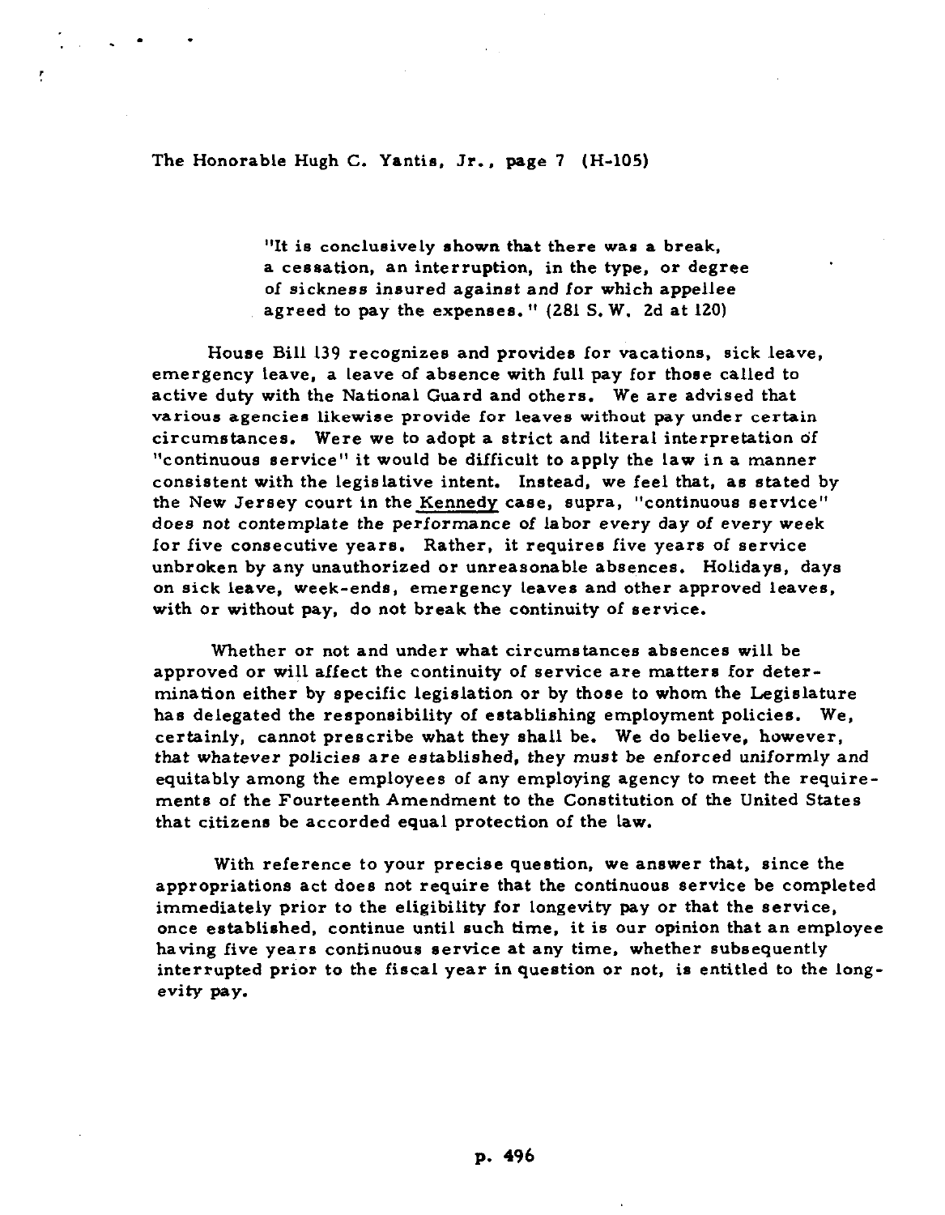> "It is conclusively shown that there was a break, a cessation, an interruption, in the type, or degree of sickness insured against and for which appellee agreed to pay the expenses." (281 S. W. 2d at 120)

House Bill 139 recognizes and provides for vacations, sick leave, emergency leave, a leave of absence with full pay for those called to active duty with the National Guard and others. We are advised that various agencies likewise provide for leaves without pay under certain circumstances. Were we to adopt a strict and literal interpretation of "continuous service" it would be difficult to apply the law in a manner consistent with the legislative intent. Instead, we feel that, as stated by the New Jersey court in the Kennedy case, supra, "continuous service" does not contemplate the performance of labor every day of every week for five consecutive years. Rather, it requires five years of service unbroken by any unauthorized or unreasonable absences. Holidays, days on sick leave, week-ends, emergency leaves and other approved leaves, with or without pay, do not break the continuity of service.

Whether or not and under what circumstances absences will be approved or will affect the continuity of service are matters for determination either by specific legislation or by those to whom the Legislature has delegated the responsibility of establishing employment policies. We, certainly, cannot prescribe what they shall be. We do believe, however, that whatever policies are established, they must be enforced uniformly and equitably among the employees of any employing agency to meet the requirements of the Fourteenth Amendment to the Constitution of the United States that citizens be accorded equal protection of the law.

With reference to your precise question, we answer that, since the appropriations act does not require that the continuous service be completed immediately prior to the eligibility for longevity pay or that the service, once established, continue until such time, it is our opinion that an employee having five years continuous service at any time, whether subsequently interrupted prior to the fiscal year in question or not, is entitled to the longevity pay.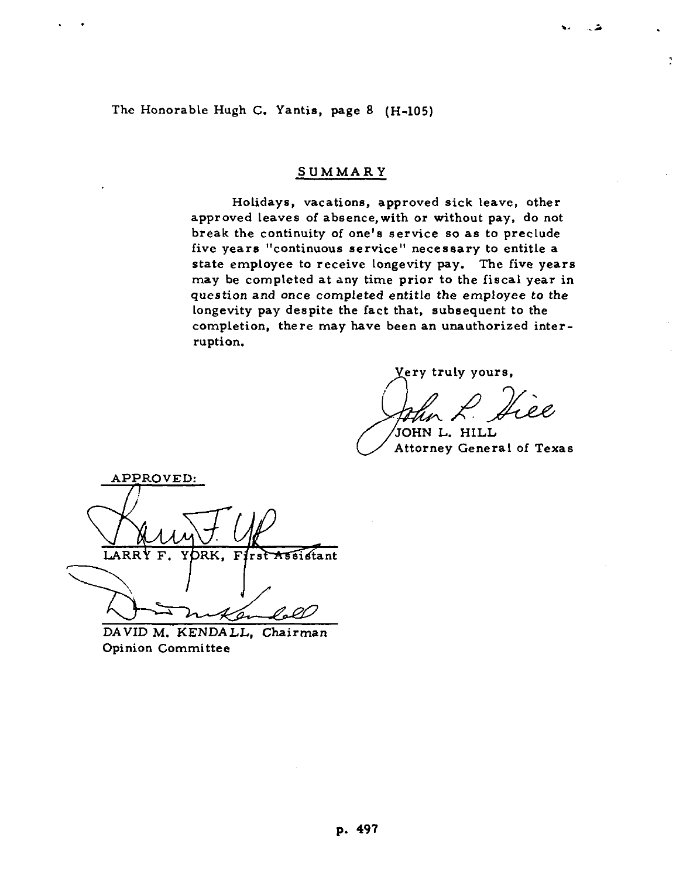The Honorable Hugh C. Yantis, page 8 (H-105)

## SUMMARY

Holidays, vacations, approved sick leave, other approved leaves of absence, with or without pay, do not break the continuity of one's service so as to preclude five years "continuous service" necessary to entitle a state employee to receive longevity pay. The five years may be completed at any time prior to the fiscal year in question and once completed entitle the employee to the longevity pay despite the fact that, subsequent to the completion, there may have been an unauthorized interruption.

Very truly yours,

JOHN L. HILL
Attorney General of Texas

APPROVED:

LARRY F. YORK, First Assistant

DAVID M. KENDALL, Chairman
Opinion Committee